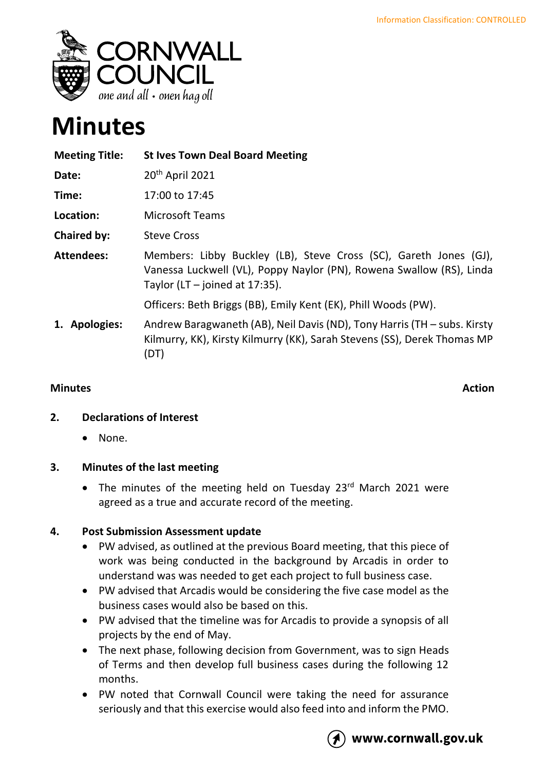Information Classification: CONTROLLED

CORNWALL COUNCIL
one and all • onen hag oll

# Minutes

| | |
|---|---|
| **Meeting Title:** | **St Ives Town Deal Board Meeting** |
| **Date:** | 20th April 2021 |
| **Time:** | 17:00 to 17:45 |
| **Location:** | Microsoft Teams |
| **Chaired by:** | Steve Cross |
| **Attendees:** | Members: Libby Buckley (LB), Steve Cross (SC), Gareth Jones (GJ), Vanessa Luckwell (VL), Poppy Naylor (PN), Rowena Swallow (RS), Linda Taylor (LT – joined at 17:35). Officers: Beth Briggs (BB), Emily Kent (EK), Phill Woods (PW). |
| **1. Apologies:** | Andrew Baragwaneth (AB), Neil Davis (ND), Tony Harris (TH – subs. Kirsty Kilmurry, KK), Kirsty Kilmurry (KK), Sarah Stevens (SS), Derek Thomas MP (DT) |

**Minutes** **Action**

## 2. Declarations of Interest

- None.

## 3. Minutes of the last meeting

- The minutes of the meeting held on Tuesday 23rd March 2021 were agreed as a true and accurate record of the meeting.

## 4. Post Submission Assessment update

- PW advised, as outlined at the previous Board meeting, that this piece of work was being conducted in the background by Arcadis in order to understand was was needed to get each project to full business case.
- PW advised that Arcadis would be considering the five case model as the business cases would also be based on this.
- PW advised that the timeline was for Arcadis to provide a synopsis of all projects by the end of May.
- The next phase, following decision from Government, was to sign Heads of Terms and then develop full business cases during the following 12 months.
- PW noted that Cornwall Council were taking the need for assurance seriously and that this exercise would also feed into and inform the PMO.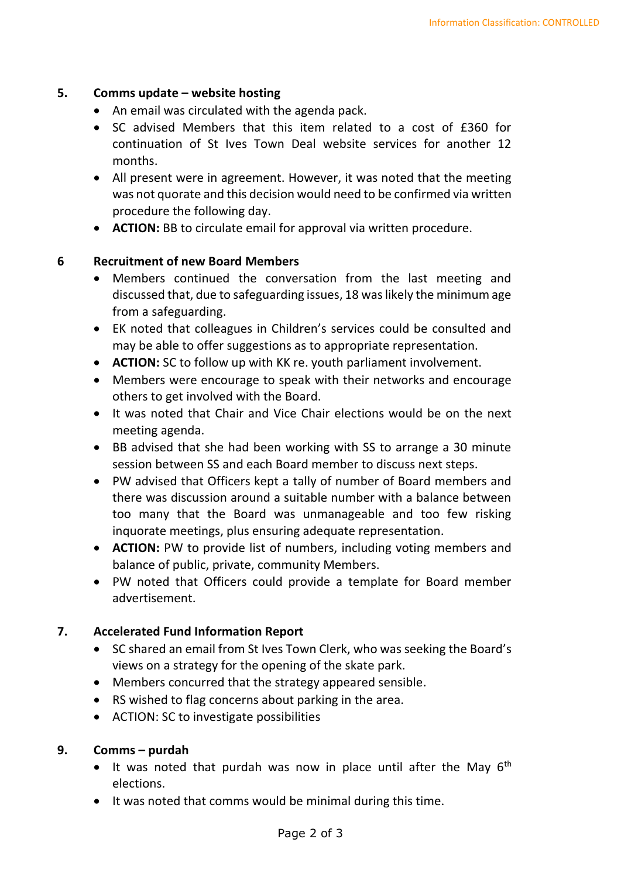## 5. Comms update – website hosting

- An email was circulated with the agenda pack.
- SC advised Members that this item related to a cost of £360 for continuation of St Ives Town Deal website services for another 12 months.
- All present were in agreement. However, it was noted that the meeting was not quorate and this decision would need to be confirmed via written procedure the following day.
- **ACTION:** BB to circulate email for approval via written procedure.

## 6 Recruitment of new Board Members

- Members continued the conversation from the last meeting and discussed that, due to safeguarding issues, 18 was likely the minimum age from a safeguarding.
- EK noted that colleagues in Children's services could be consulted and may be able to offer suggestions as to appropriate representation.
- **ACTION:** SC to follow up with KK re. youth parliament involvement.
- Members were encourage to speak with their networks and encourage others to get involved with the Board.
- It was noted that Chair and Vice Chair elections would be on the next meeting agenda.
- BB advised that she had been working with SS to arrange a 30 minute session between SS and each Board member to discuss next steps.
- PW advised that Officers kept a tally of number of Board members and there was discussion around a suitable number with a balance between too many that the Board was unmanageable and too few risking inquorate meetings, plus ensuring adequate representation.
- **ACTION:** PW to provide list of numbers, including voting members and balance of public, private, community Members.
- PW noted that Officers could provide a template for Board member advertisement.

## 7. Accelerated Fund Information Report

- SC shared an email from St Ives Town Clerk, who was seeking the Board's views on a strategy for the opening of the skate park.
- Members concurred that the strategy appeared sensible.
- RS wished to flag concerns about parking in the area.
- ACTION: SC to investigate possibilities

## 9. Comms – purdah

- It was noted that purdah was now in place until after the May 6th elections.
- It was noted that comms would be minimal during this time.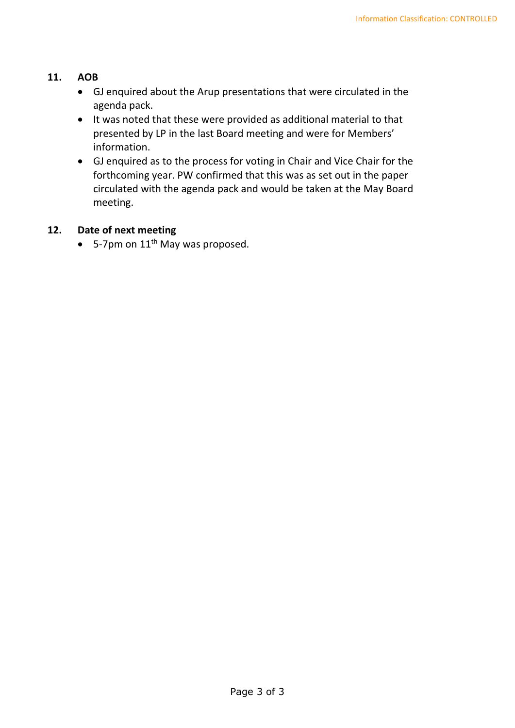## 11. AOB

- GJ enquired about the Arup presentations that were circulated in the agenda pack.
- It was noted that these were provided as additional material to that presented by LP in the last Board meeting and were for Members' information.
- GJ enquired as to the process for voting in Chair and Vice Chair for the forthcoming year. PW confirmed that this was as set out in the paper circulated with the agenda pack and would be taken at the May Board meeting.

## 12. Date of next meeting

- 5-7pm on 11th May was proposed.